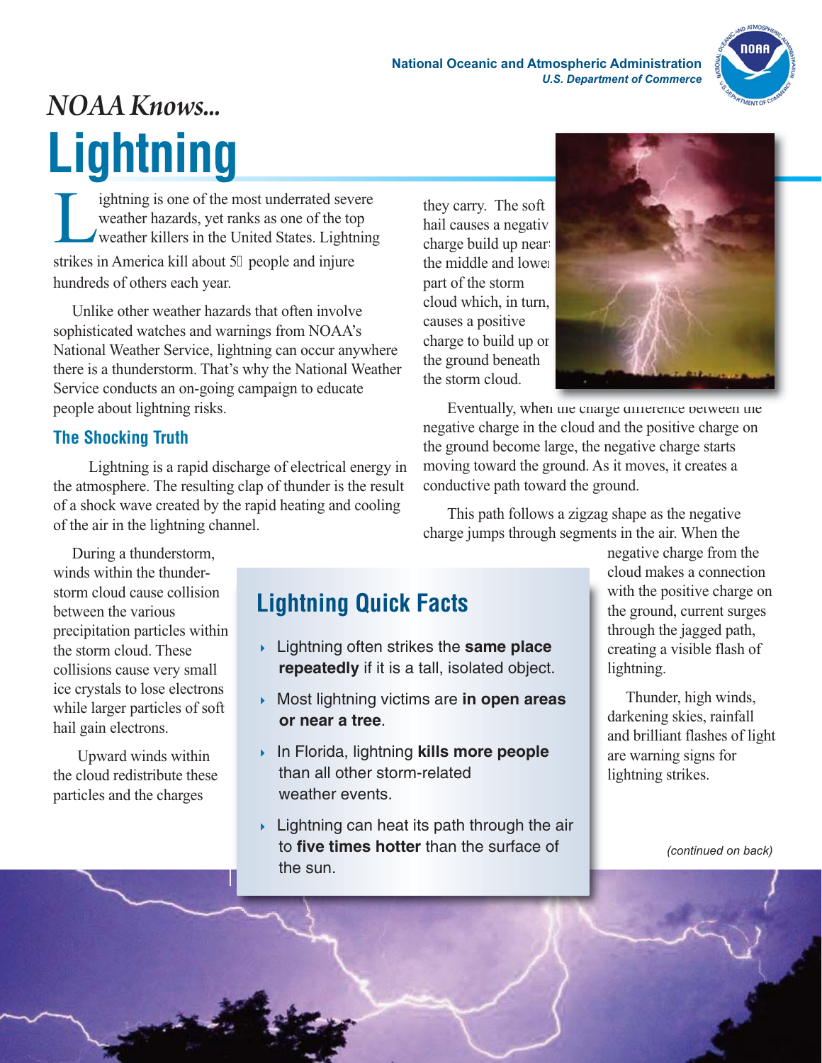National Oceanic and Atmospheric Administration
*U.S. Department of Commerce*

*NOAA Knows...*

# Lightning

Lightning is one of the most underrated severe weather hazards, yet ranks as one of the top weather killers in the United States. Lightning strikes in America kill about 5 people and injure hundreds of others each year.

Unlike other weather hazards that often involve sophisticated watches and warnings from NOAA's National Weather Service, lightning can occur anywhere there is a thunderstorm. That's why the National Weather Service conducts an on-going campaign to educate people about lightning risks.

## The Shocking Truth

Lightning is a rapid discharge of electrical energy in the atmosphere. The resulting clap of thunder is the result of a shock wave created by the rapid heating and cooling of the air in the lightning channel.

During a thunderstorm, winds within the thunderstorm cloud cause collision between the various precipitation particles within the storm cloud. These collisions cause very small ice crystals to lose electrons while larger particles of soft hail gain electrons.

Upward winds within the cloud redistribute these particles and the charges they carry. The soft hail causes a negative charge build up near the middle and lower part of the storm cloud which, in turn, causes a positive charge to build up on the ground beneath the storm cloud.

Eventually, when the charge difference between the negative charge in the cloud and the positive charge on the ground become large, the negative charge starts moving toward the ground. As it moves, it creates a conductive path toward the ground.

This path follows a zigzag shape as the negative charge jumps through segments in the air. When the negative charge from the cloud makes a connection with the positive charge on the ground, current surges through the jagged path, creating a visible flash of lightning.

Thunder, high winds, darkening skies, rainfall and brilliant flashes of light are warning signs for lightning strikes.

## Lightning Quick Facts

- Lightning often strikes the **same place repeatedly** if it is a tall, isolated object.
- Most lightning victims are **in open areas or near a tree**.
- In Florida, lightning **kills more people** than all other storm-related weather events.
- Lightning can heat its path through the air to **five times hotter** than the surface of the sun.

*(continued on back)*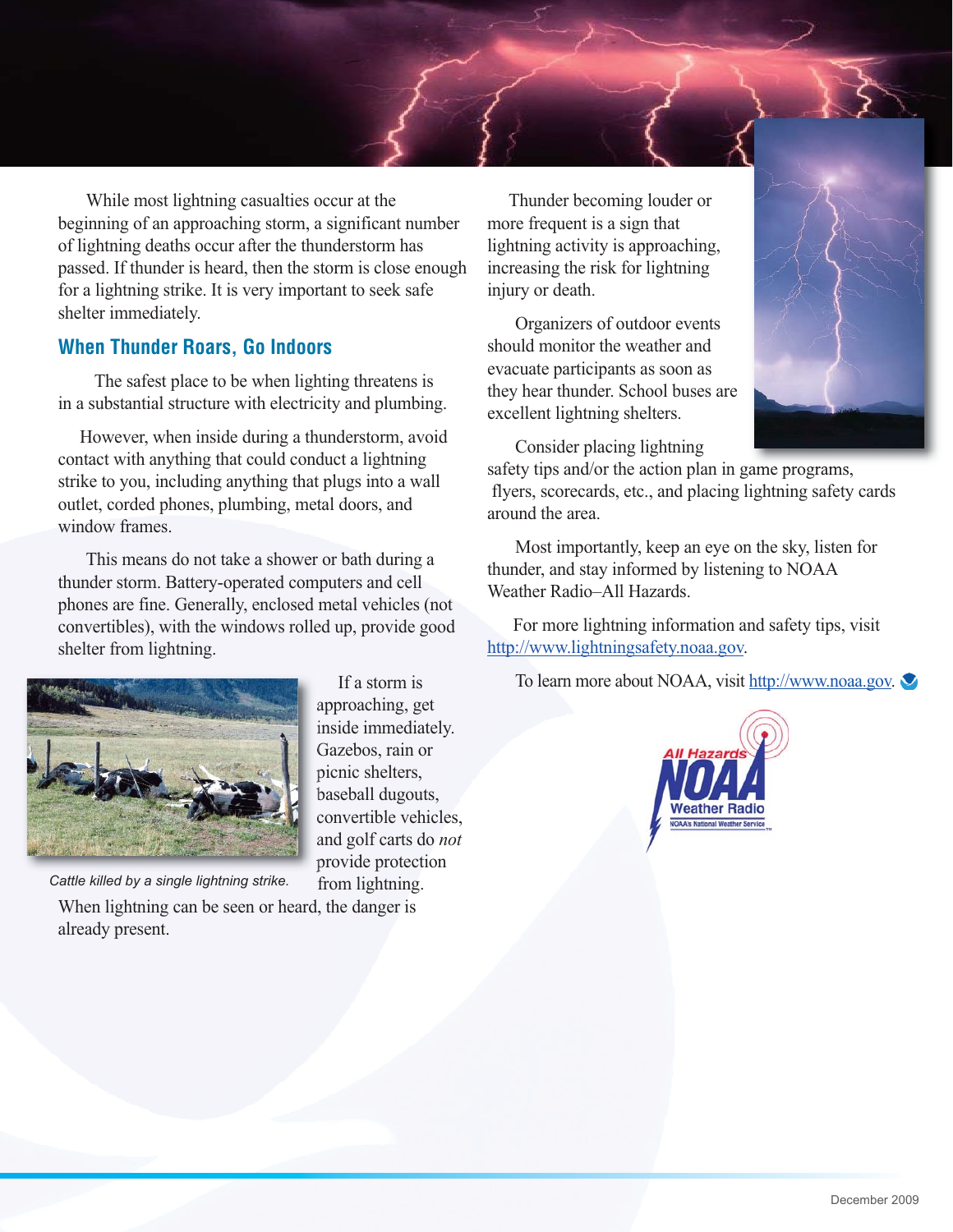While most lightning casualties occur at the beginning of an approaching storm, a significant number of lightning deaths occur after the thunderstorm has passed. If thunder is heard, then the storm is close enough for a lightning strike. It is very important to seek safe shelter immediately.

## When Thunder Roars, Go Indoors

The safest place to be when lighting threatens is in a substantial structure with electricity and plumbing.

However, when inside during a thunderstorm, avoid contact with anything that could conduct a lightning strike to you, including anything that plugs into a wall outlet, corded phones, plumbing, metal doors, and window frames.

This means do not take a shower or bath during a thunder storm. Battery-operated computers and cell phones are fine. Generally, enclosed metal vehicles (not convertibles), with the windows rolled up, provide good shelter from lightning.

Cattle killed by a single lightning strike.

If a storm is approaching, get inside immediately. Gazebos, rain or picnic shelters, baseball dugouts, convertible vehicles, and golf carts do *not* provide protection from lightning. When lightning can be seen or heard, the danger is already present.

Thunder becoming louder or more frequent is a sign that lightning activity is approaching, increasing the risk for lightning injury or death.

Organizers of outdoor events should monitor the weather and evacuate participants as soon as they hear thunder. School buses are excellent lightning shelters.

Consider placing lightning safety tips and/or the action plan in game programs, flyers, scorecards, etc., and placing lightning safety cards around the area.

Most importantly, keep an eye on the sky, listen for thunder, and stay informed by listening to NOAA Weather Radio–All Hazards.

For more lightning information and safety tips, visit http://www.lightningsafety.noaa.gov.

To learn more about NOAA, visit http://www.noaa.gov.

All Hazards NOAA Weather Radio
NOAA's National Weather Service

December 2009